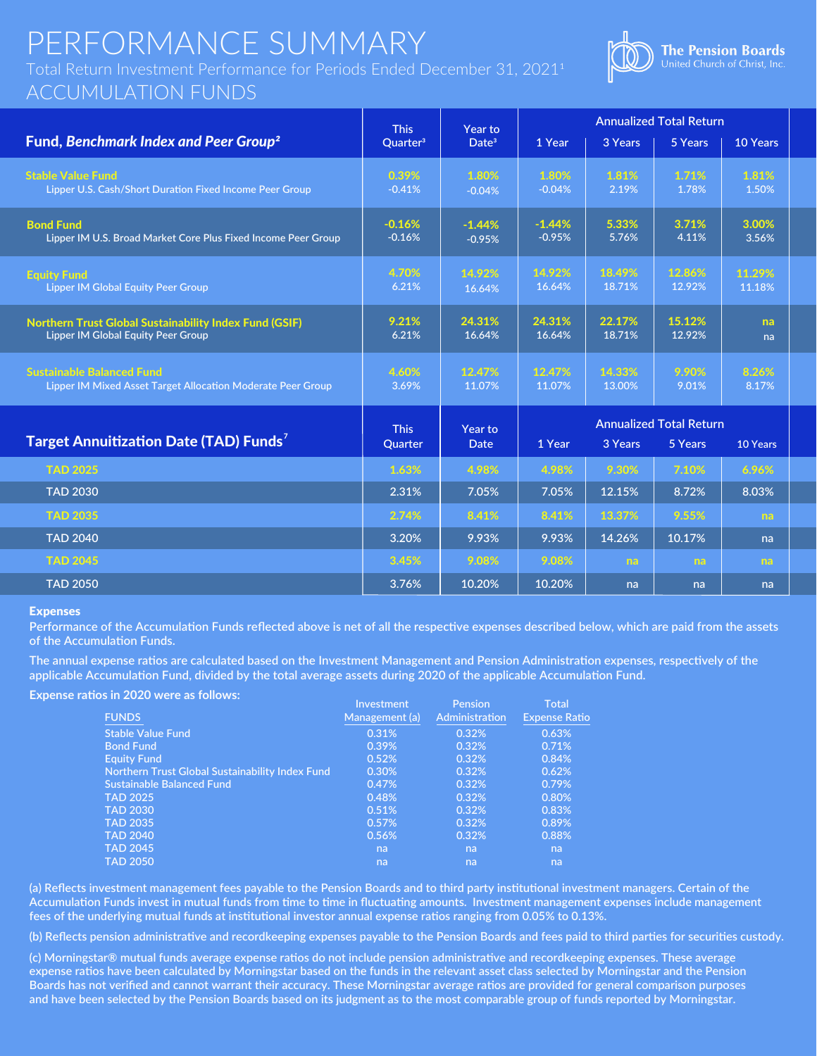# PERFORMANCE SUMMARY

Total Return Investment Performance for Periods Ended December 31, 2021[1]

## ACCUMULATION FUNDS

The Pension Boards
United Church of Christ, Inc.

| Fund, *Benchmark Index and Peer Group*[2] | This Quarter[3] | Year to Date[3] | Annualized Total Return | | | |
|---|---|---|---|---|---|---|
| | | | 1 Year | 3 Years | 5 Years | 10 Years |
| **Stable Value Fund** | 0.39% | 1.80% | 1.80% | 1.81% | 1.71% | 1.81% |
| Lipper U.S. Cash/Short Duration Fixed Income Peer Group | -0.41% | -0.04% | -0.04% | 2.19% | 1.78% | 1.50% |
| **Bond Fund** | -0.16% | -1.44% | -1.44% | 5.33% | 3.71% | 3.00% |
| Lipper IM U.S. Broad Market Core Plus Fixed Income Peer Group | -0.16% | -0.95% | -0.95% | 5.76% | 4.11% | 3.56% |
| **Equity Fund** | 4.70% | 14.92% | 14.92% | 18.49% | 12.86% | 11.29% |
| Lipper IM Global Equity Peer Group | 6.21% | 16.64% | 16.64% | 18.71% | 12.92% | 11.18% |
| **Northern Trust Global Sustainability Index Fund (GSIF)** | 9.21% | 24.31% | 24.31% | 22.17% | 15.12% | na |
| Lipper IM Global Equity Peer Group | 6.21% | 16.64% | 16.64% | 18.71% | 12.92% | na |
| **Sustainable Balanced Fund** | 4.60% | 12.47% | 12.47% | 14.33% | 9.90% | 8.26% |
| Lipper IM Mixed Asset Target Allocation Moderate Peer Group | 3.69% | 11.07% | 11.07% | 13.00% | 9.01% | 8.17% |

| Target Annuitization Date (TAD) Funds[7] | This Quarter | Year to Date | Annualized Total Return | | | |
|---|---|---|---|---|---|---|
| | | | 1 Year | 3 Years | 5 Years | 10 Years |
| **TAD 2025** | 1.63% | 4.98% | 4.98% | 9.30% | 7.10% | 6.96% |
| TAD 2030 | 2.31% | 7.05% | 7.05% | 12.15% | 8.72% | 8.03% |
| **TAD 2035** | 2.74% | 8.41% | 8.41% | 13.37% | 9.55% | na |
| TAD 2040 | 3.20% | 9.93% | 9.93% | 14.26% | 10.17% | na |
| **TAD 2045** | 3.45% | 9.08% | 9.08% | na | na | na |
| TAD 2050 | 3.76% | 10.20% | 10.20% | na | na | na |

### Expenses

Performance of the Accumulation Funds reflected above is net of all the respective expenses described below, which are paid from the assets of the Accumulation Funds.

The annual expense ratios are calculated based on the Investment Management and Pension Administration expenses, respectively of the applicable Accumulation Fund, divided by the total average assets during 2020 of the applicable Accumulation Fund.

**Expense ratios in 2020 were as follows:**

| FUNDS | Investment Management (a) | Pension Administration | Total Expense Ratio |
|---|---|---|---|
| Stable Value Fund | 0.31% | 0.32% | 0.63% |
| Bond Fund | 0.39% | 0.32% | 0.71% |
| Equity Fund | 0.52% | 0.32% | 0.84% |
| Northern Trust Global Sustainability Index Fund | 0.30% | 0.32% | 0.62% |
| Sustainable Balanced Fund | 0.47% | 0.32% | 0.79% |
| TAD 2025 | 0.48% | 0.32% | 0.80% |
| TAD 2030 | 0.51% | 0.32% | 0.83% |
| TAD 2035 | 0.57% | 0.32% | 0.89% |
| TAD 2040 | 0.56% | 0.32% | 0.88% |
| TAD 2045 | na | na | na |
| TAD 2050 | na | na | na |

(a) Reflects investment management fees payable to the Pension Boards and to third party institutional investment managers. Certain of the Accumulation Funds invest in mutual funds from time to time in fluctuating amounts. Investment management expenses include management fees of the underlying mutual funds at institutional investor annual expense ratios ranging from 0.05% to 0.13%.

(b) Reflects pension administrative and recordkeeping expenses payable to the Pension Boards and fees paid to third parties for securities custody.

(c) Morningstar® mutual funds average expense ratios do not include pension administrative and recordkeeping expenses. These average expense ratios have been calculated by Morningstar based on the funds in the relevant asset class selected by Morningstar and the Pension Boards has not verified and cannot warrant their accuracy. These Morningstar average ratios are provided for general comparison purposes and have been selected by the Pension Boards based on its judgment as to the most comparable group of funds reported by Morningstar.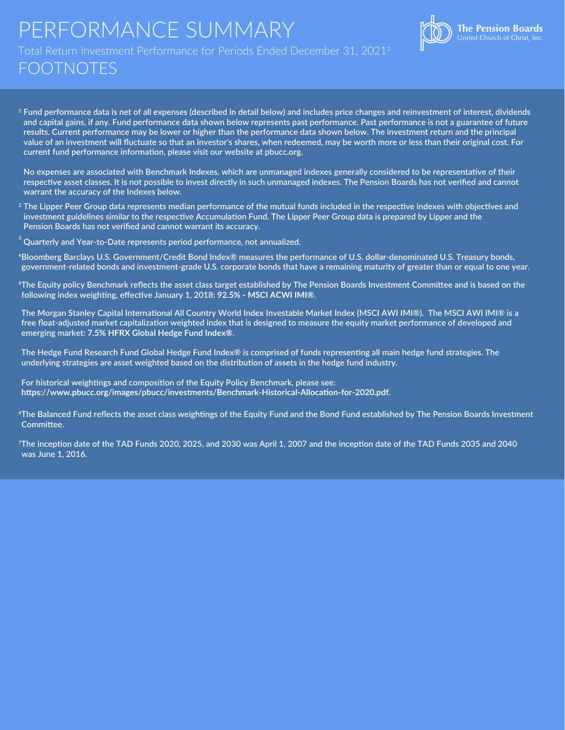# PERFORMANCE SUMMARY

Total Return Investment Performance for Periods Ended December 31, 2021[1]

# FOOTNOTES

**[1] Fund performance data is net of all expenses (described in detail below) and includes price changes and reinvestment of interest, dividends and capital gains, if any. Fund performance data shown below represents past performance. Past performance is not a guarantee of future results. Current performance may be lower or higher than the performance data shown below. The investment return and the principal value of an investment will fluctuate so that an investor's shares, when redeemed, may be worth more or less than their original cost. For current fund performance information, please visit our website at pbucc.org.**

**No expenses are associated with Benchmark Indexes, which are unmanaged indexes generally considered to be representative of their respective asset classes. It is not possible to invest directly in such unmanaged indexes. The Pension Boards has not verified and cannot warrant the accuracy of the Indexes below.**

**[2] The Lipper Peer Group data represents median performance of the mutual funds included in the respective indexes with objectives and investment guidelines similar to the respective Accumulation Fund. The Lipper Peer Group data is prepared by Lipper and the Pension Boards has not verified and cannot warrant its accuracy.**

**[3] Quarterly and Year-to-Date represents period performance, not annualized.**

**[4]Bloomberg Barclays U.S. Government/Credit Bond Index® measures the performance of U.S. dollar-denominated U.S. Treasury bonds, government-related bonds and investment-grade U.S. corporate bonds that have a remaining maturity of greater than or equal to one year.**

**[5]The Equity policy Benchmark reflects the asset class target established by The Pension Boards Investment Committee and is based on the following index weighting, effective January 1, 2018: 92.5% - MSCI ACWI IMI®.**

**The Morgan Stanley Capital International All Country World Index Investable Market Index (MSCI AWI IMI®). The MSCI AWI IMI® is a free float-adjusted market capitalization weighted index that is designed to measure the equity market performance of developed and emerging market: 7.5% HFRX Global Hedge Fund Index®.**

**The Hedge Fund Research Fund Global Hedge Fund Index® is comprised of funds representing all main hedge fund strategies. The underlying strategies are asset weighted based on the distribution of assets in the hedge fund industry.**

**For historical weightings and composition of the Equity Policy Benchmark, please see: https://www.pbucc.org/images/pbucc/investments/Benchmark-Historical-Allocation-for-2020.pdf.**

**[6]The Balanced Fund reflects the asset class weightings of the Equity Fund and the Bond Fund established by The Pension Boards Investment Committee.**

**[7]The inception date of the TAD Funds 2020, 2025, and 2030 was April 1, 2007 and the inception date of the TAD Funds 2035 and 2040 was June 1, 2016.**